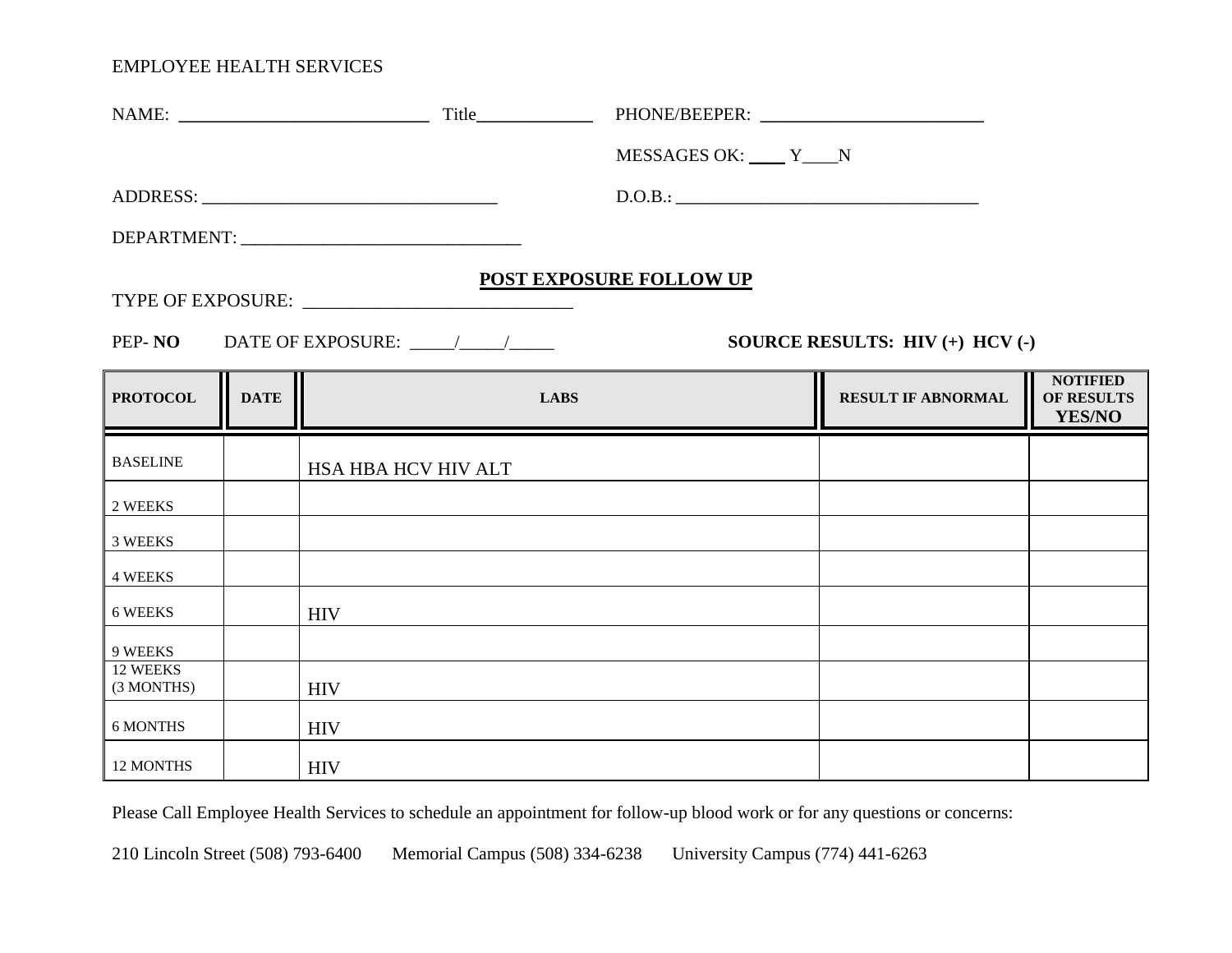EMPLOYEE HEALTH SERVICES

NAME: ___________________________ Title____________ PHONE/BEEPER: ________________________

MESSAGES OK: ____ Y____N

ADDRESS: ________________________________ D.O.B.: _________________________________

DEPARTMENT: ______________________________

## POST EXPOSURE FOLLOW UP

TYPE OF EXPOSURE: ____________________________

PEP- **NO** DATE OF EXPOSURE: _____/_____/_____ **SOURCE RESULTS: HIV (+) HCV (-)**

| PROTOCOL | DATE | LABS | RESULT IF ABNORMAL | NOTIFIED OF RESULTS YES/NO |
|---|---|---|---|---|
| BASELINE | | HSA HBA HCV HIV ALT | | |
| 2 WEEKS | | | | |
| 3 WEEKS | | | | |
| 4 WEEKS | | | | |
| 6 WEEKS | | HIV | | |
| 9 WEEKS | | | | |
| 12 WEEKS (3 MONTHS) | | HIV | | |
| 6 MONTHS | | HIV | | |
| 12 MONTHS | | HIV | | |

Please Call Employee Health Services to schedule an appointment for follow-up blood work or for any questions or concerns:

210 Lincoln Street (508) 793-6400 Memorial Campus (508) 334-6238 University Campus (774) 441-6263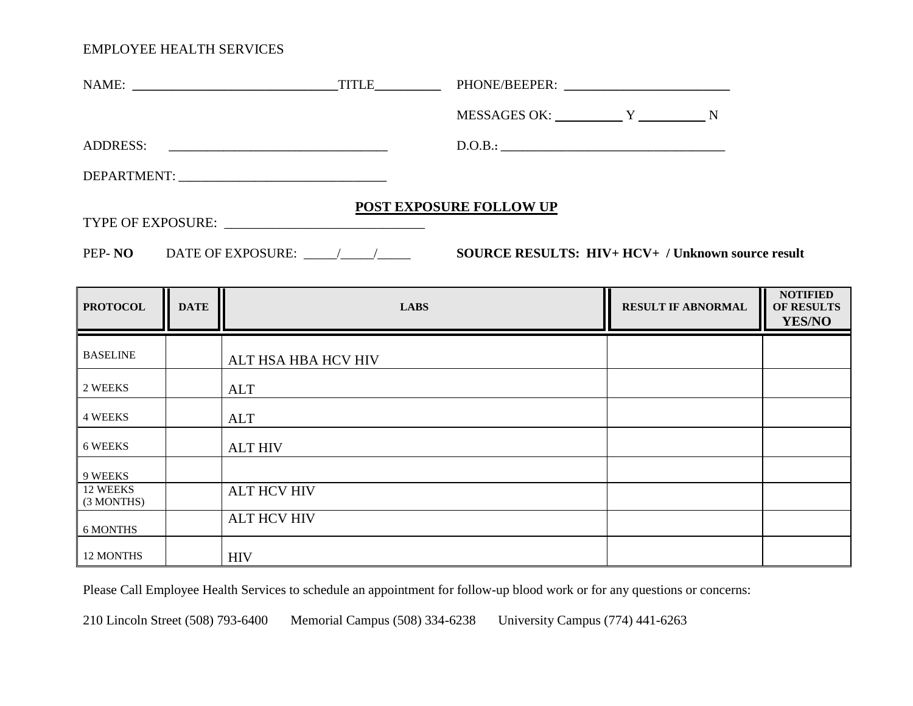EMPLOYEE HEALTH SERVICES

NAME: ______________________________TITLE__________ PHONE/BEEPER: ________________________

MESSAGES OK: __________ Y __________ N

ADDRESS: ________________________________ D.O.B.: _________________________________

DEPARTMENT: ______________________________

## POST EXPOSURE FOLLOW UP

TYPE OF EXPOSURE: _____________________________

PEP- **NO** DATE OF EXPOSURE: _____/_____/_____ **SOURCE RESULTS: HIV+ HCV+ / Unknown source result**

| PROTOCOL | DATE | LABS | RESULT IF ABNORMAL | NOTIFIED OF RESULTS YES/NO |
|---|---|---|---|---|
| BASELINE | | ALT HSA HBA HCV HIV | | |
| 2 WEEKS | | ALT | | |
| 4 WEEKS | | ALT | | |
| 6 WEEKS | | ALT HIV | | |
| 9 WEEKS | | | | |
| 12 WEEKS (3 MONTHS) | | ALT HCV HIV | | |
| 6 MONTHS | | ALT HCV HIV | | |
| 12 MONTHS | | HIV | | |

Please Call Employee Health Services to schedule an appointment for follow-up blood work or for any questions or concerns:

210 Lincoln Street (508) 793-6400 Memorial Campus (508) 334-6238 University Campus (774) 441-6263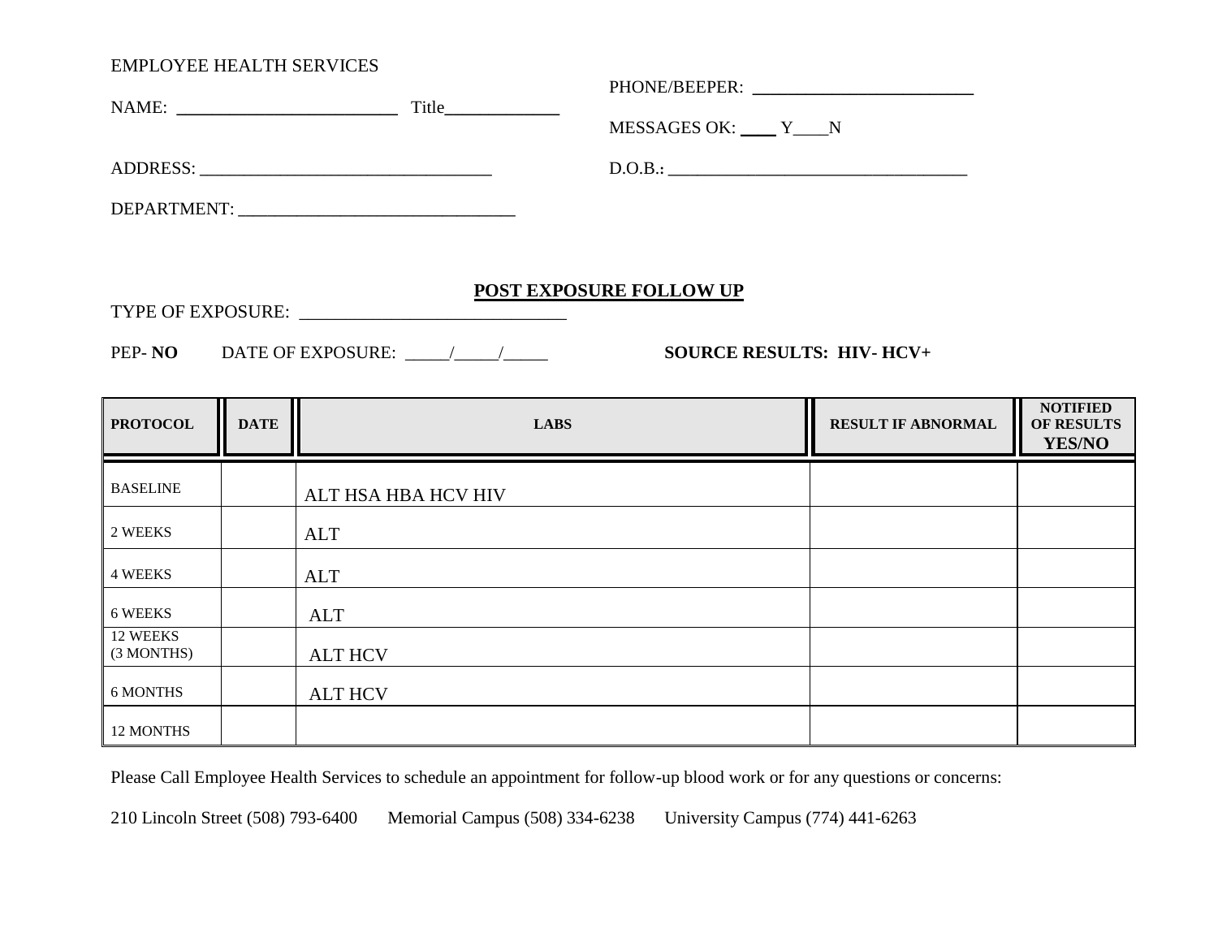EMPLOYEE HEALTH SERVICES

NAME: ________________________ Title____________

PHONE/BEEPER: ________________________

MESSAGES OK: ____ Y____N

ADDRESS: ________________________________

D.O.B.: ________________________________

DEPARTMENT: ______________________________

## POST EXPOSURE FOLLOW UP

TYPE OF EXPOSURE: ____________________________

PEP- **NO** DATE OF EXPOSURE: _____/_____/_____ **SOURCE RESULTS: HIV- HCV+**

| PROTOCOL | DATE | LABS | RESULT IF ABNORMAL | NOTIFIED OF RESULTS YES/NO |
|---|---|---|---|---|
| BASELINE | | ALT HSA HBA HCV HIV | | |
| 2 WEEKS | | ALT | | |
| 4 WEEKS | | ALT | | |
| 6 WEEKS | | ALT | | |
| 12 WEEKS (3 MONTHS) | | ALT HCV | | |
| 6 MONTHS | | ALT HCV | | |
| 12 MONTHS | | | | |

Please Call Employee Health Services to schedule an appointment for follow-up blood work or for any questions or concerns:

210 Lincoln Street (508) 793-6400 Memorial Campus (508) 334-6238 University Campus (774) 441-6263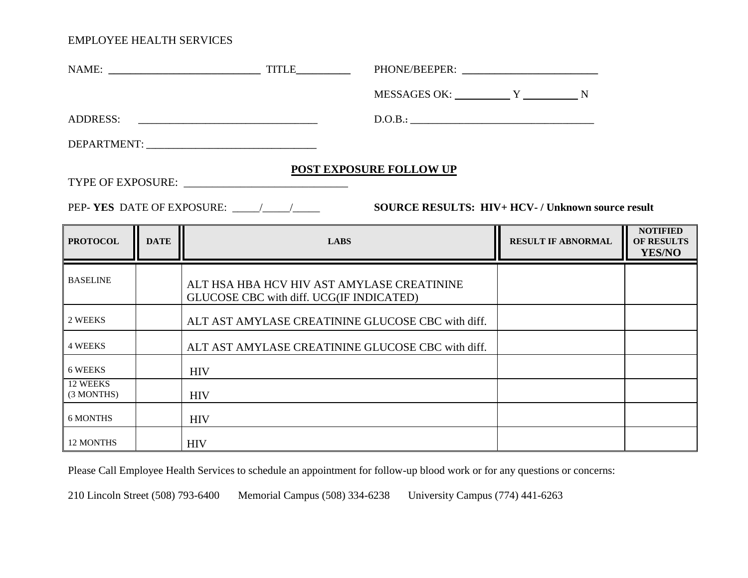EMPLOYEE HEALTH SERVICES

NAME: ___________________________ TITLE__________ PHONE/BEEPER: _________________________

MESSAGES OK: __________ Y __________ N

ADDRESS: ________________________________ D.O.B.: _________________________________

DEPARTMENT: ______________________________

## POST EXPOSURE FOLLOW UP

TYPE OF EXPOSURE: ____________________________

PEP- **YES** DATE OF EXPOSURE: _____/_____/_____ **SOURCE RESULTS: HIV+ HCV- / Unknown source result**

| PROTOCOL | DATE | LABS | RESULT IF ABNORMAL | NOTIFIED OF RESULTS YES/NO |
|---|---|---|---|---|
| BASELINE | | ALT HSA HBA HCV HIV AST AMYLASE CREATININE GLUCOSE CBC with diff. UCG(IF INDICATED) | | |
| 2 WEEKS | | ALT AST AMYLASE CREATININE GLUCOSE CBC with diff. | | |
| 4 WEEKS | | ALT AST AMYLASE CREATININE GLUCOSE CBC with diff. | | |
| 6 WEEKS | | HIV | | |
| 12 WEEKS (3 MONTHS) | | HIV | | |
| 6 MONTHS | | HIV | | |
| 12 MONTHS | | HIV | | |

Please Call Employee Health Services to schedule an appointment for follow-up blood work or for any questions or concerns:

210 Lincoln Street (508) 793-6400 Memorial Campus (508) 334-6238 University Campus (774) 441-6263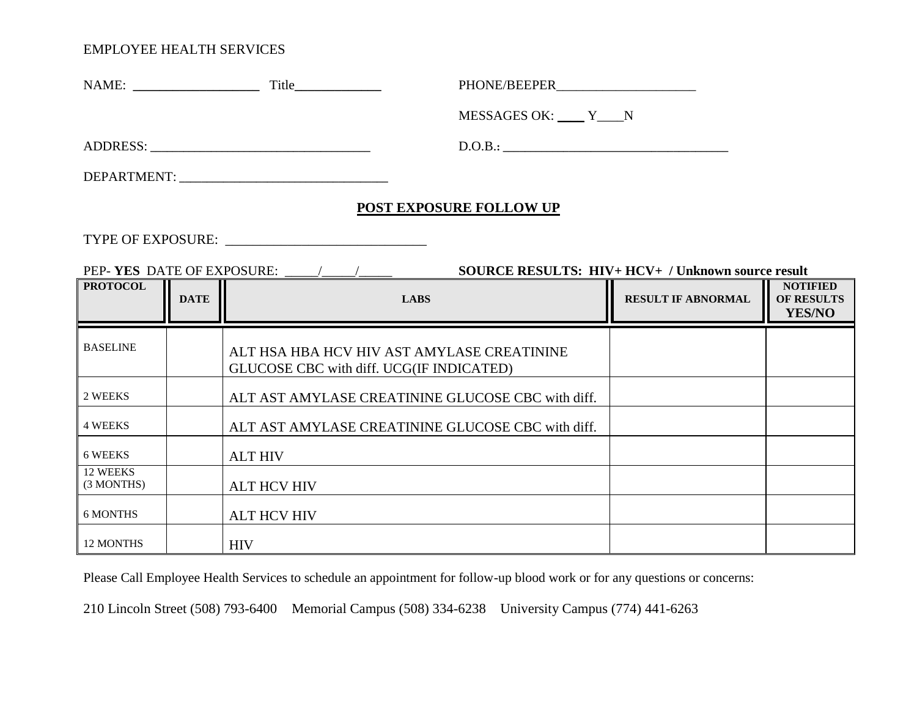EMPLOYEE HEALTH SERVICES

NAME: ___________________ Title_____________

PHONE/BEEPER_____________________

MESSAGES OK: ____ Y____N

ADDRESS: _________________________________

D.O.B.: __________________________________

DEPARTMENT: ______________________________

**POST EXPOSURE FOLLOW UP**

TYPE OF EXPOSURE: _____________________________

PEP- **YES** DATE OF EXPOSURE: _____/_____/_____

**SOURCE RESULTS: HIV+ HCV+ / Unknown source result**

| PROTOCOL | DATE | LABS | RESULT IF ABNORMAL | NOTIFIED OF RESULTS YES/NO |
|---|---|---|---|---|
| BASELINE | | ALT HSA HBA HCV HIV AST AMYLASE CREATININE GLUCOSE CBC with diff. UCG(IF INDICATED) | | |
| 2 WEEKS | | ALT AST AMYLASE CREATININE GLUCOSE CBC with diff. | | |
| 4 WEEKS | | ALT AST AMYLASE CREATININE GLUCOSE CBC with diff. | | |
| 6 WEEKS | | ALT HIV | | |
| 12 WEEKS (3 MONTHS) | | ALT HCV HIV | | |
| 6 MONTHS | | ALT HCV HIV | | |
| 12 MONTHS | | HIV | | |

Please Call Employee Health Services to schedule an appointment for follow-up blood work or for any questions or concerns:

210 Lincoln Street (508) 793-6400 Memorial Campus (508) 334-6238 University Campus (774) 441-6263